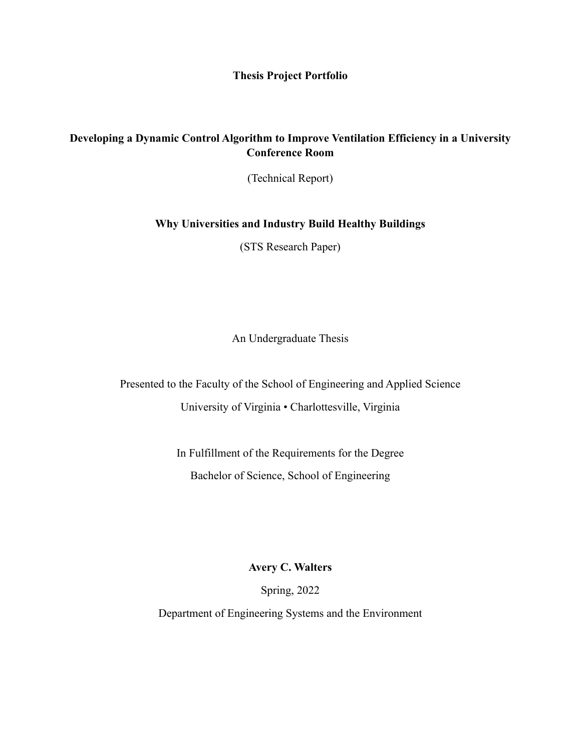# Thesis Project Portfolio

## Developing a Dynamic Control Algorithm to Improve Ventilation Efficiency in a University Conference Room

(Technical Report)

## Why Universities and Industry Build Healthy Buildings

(STS Research Paper)

An Undergraduate Thesis

Presented to the Faculty of the School of Engineering and Applied Science

University of Virginia • Charlottesville, Virginia

In Fulfillment of the Requirements for the Degree

Bachelor of Science, School of Engineering

**Avery C. Walters**

Spring, 2022

Department of Engineering Systems and the Environment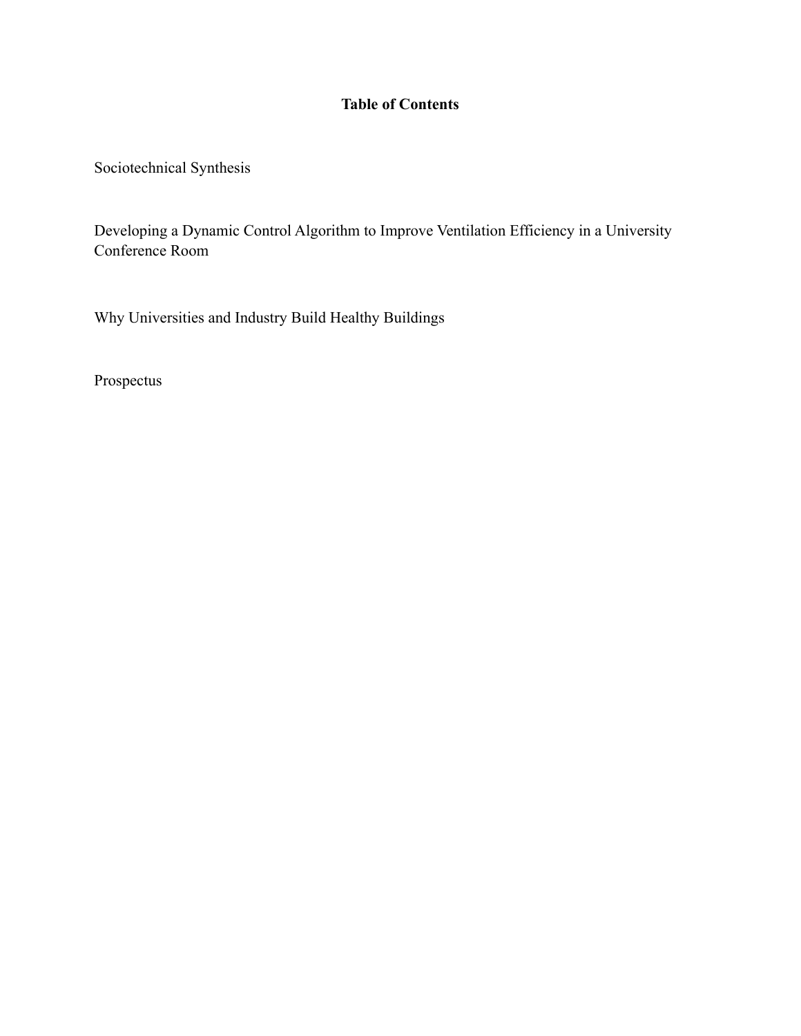# Table of Contents

Sociotechnical Synthesis

Developing a Dynamic Control Algorithm to Improve Ventilation Efficiency in a University Conference Room

Why Universities and Industry Build Healthy Buildings

Prospectus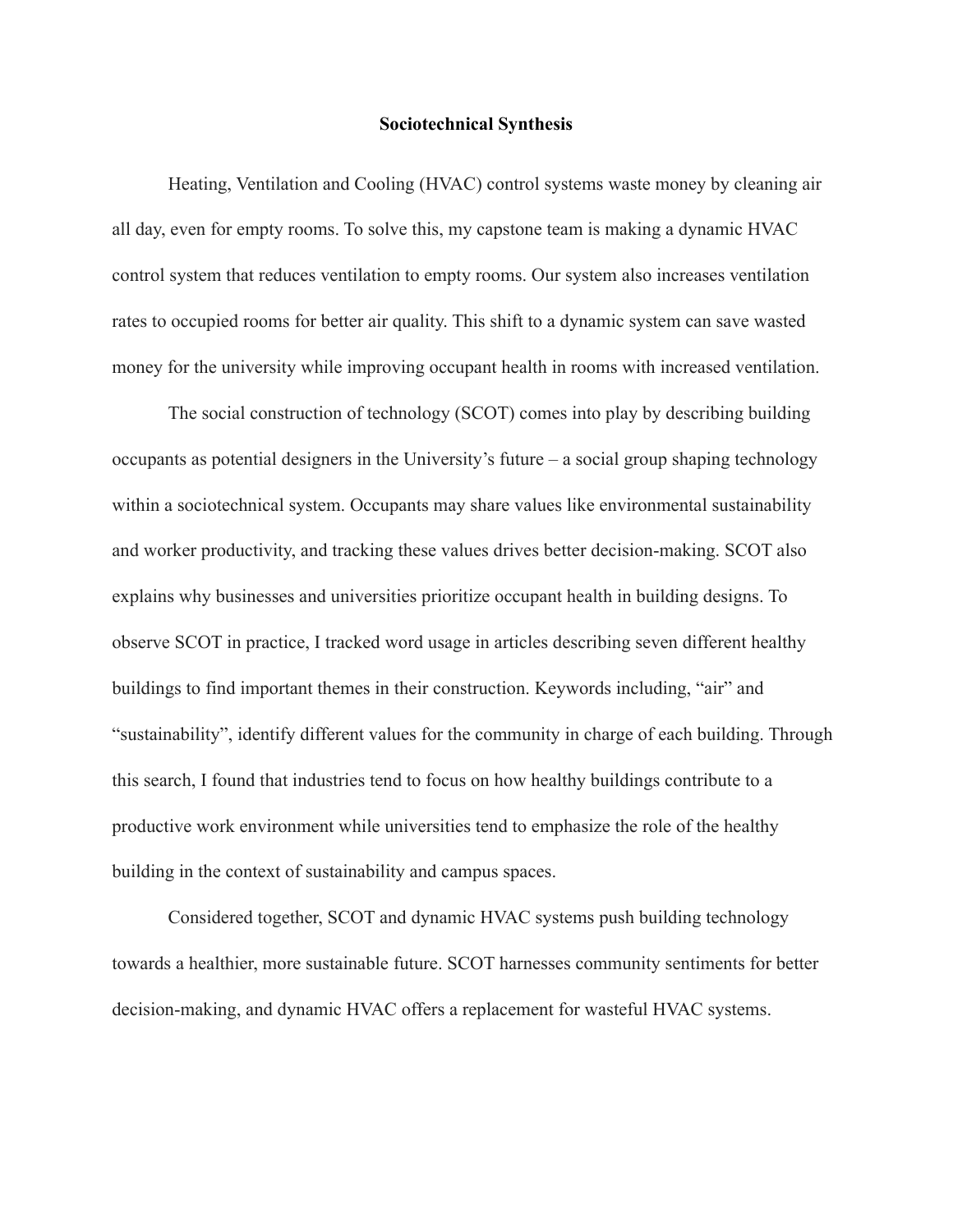# Sociotechnical Synthesis

Heating, Ventilation and Cooling (HVAC) control systems waste money by cleaning air all day, even for empty rooms. To solve this, my capstone team is making a dynamic HVAC control system that reduces ventilation to empty rooms. Our system also increases ventilation rates to occupied rooms for better air quality. This shift to a dynamic system can save wasted money for the university while improving occupant health in rooms with increased ventilation.

The social construction of technology (SCOT) comes into play by describing building occupants as potential designers in the University's future – a social group shaping technology within a sociotechnical system. Occupants may share values like environmental sustainability and worker productivity, and tracking these values drives better decision-making. SCOT also explains why businesses and universities prioritize occupant health in building designs. To observe SCOT in practice, I tracked word usage in articles describing seven different healthy buildings to find important themes in their construction. Keywords including, "air" and "sustainability", identify different values for the community in charge of each building. Through this search, I found that industries tend to focus on how healthy buildings contribute to a productive work environment while universities tend to emphasize the role of the healthy building in the context of sustainability and campus spaces.

Considered together, SCOT and dynamic HVAC systems push building technology towards a healthier, more sustainable future. SCOT harnesses community sentiments for better decision-making, and dynamic HVAC offers a replacement for wasteful HVAC systems.